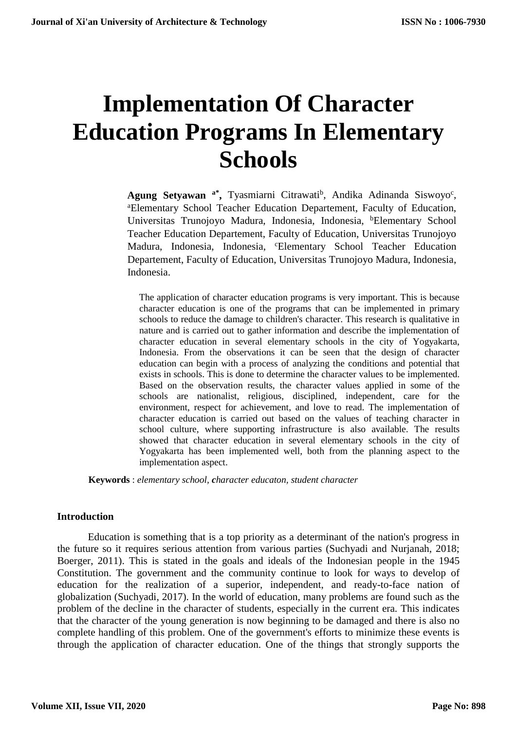# Implementation Of Character Education Programs In Elementary Schools

**Agung Setyawan [a*]**, Tyasmiarni Citrawati[b], Andika Adinanda Siswoyo[c], [a]Elementary School Teacher Education Departement, Faculty of Education, Universitas Trunojoyo Madura, Indonesia, Indonesia, [b]Elementary School Teacher Education Departement, Faculty of Education, Universitas Trunojoyo Madura, Indonesia, Indonesia, [c]Elementary School Teacher Education Departement, Faculty of Education, Universitas Trunojoyo Madura, Indonesia, Indonesia.

The application of character education programs is very important. This is because character education is one of the programs that can be implemented in primary schools to reduce the damage to children's character. This research is qualitative in nature and is carried out to gather information and describe the implementation of character education in several elementary schools in the city of Yogyakarta, Indonesia. From the observations it can be seen that the design of character education can begin with a process of analyzing the conditions and potential that exists in schools. This is done to determine the character values to be implemented. Based on the observation results, the character values applied in some of the schools are nationalist, religious, disciplined, independent, care for the environment, respect for achievement, and love to read. The implementation of character education is carried out based on the values of teaching character in school culture, where supporting infrastructure is also available. The results showed that character education in several elementary schools in the city of Yogyakarta has been implemented well, both from the planning aspect to the implementation aspect.

**Keywords** : *elementary school, **c**haracter educaton, student character*

## Introduction

Education is something that is a top priority as a determinant of the nation's progress in the future so it requires serious attention from various parties (Suchyadi and Nurjanah, 2018; Boerger, 2011). This is stated in the goals and ideals of the Indonesian people in the 1945 Constitution. The government and the community continue to look for ways to develop of education for the realization of a superior, independent, and ready-to-face nation of globalization (Suchyadi, 2017). In the world of education, many problems are found such as the problem of the decline in the character of students, especially in the current era. This indicates that the character of the young generation is now beginning to be damaged and there is also no complete handling of this problem. One of the government's efforts to minimize these events is through the application of character education. One of the things that strongly supports the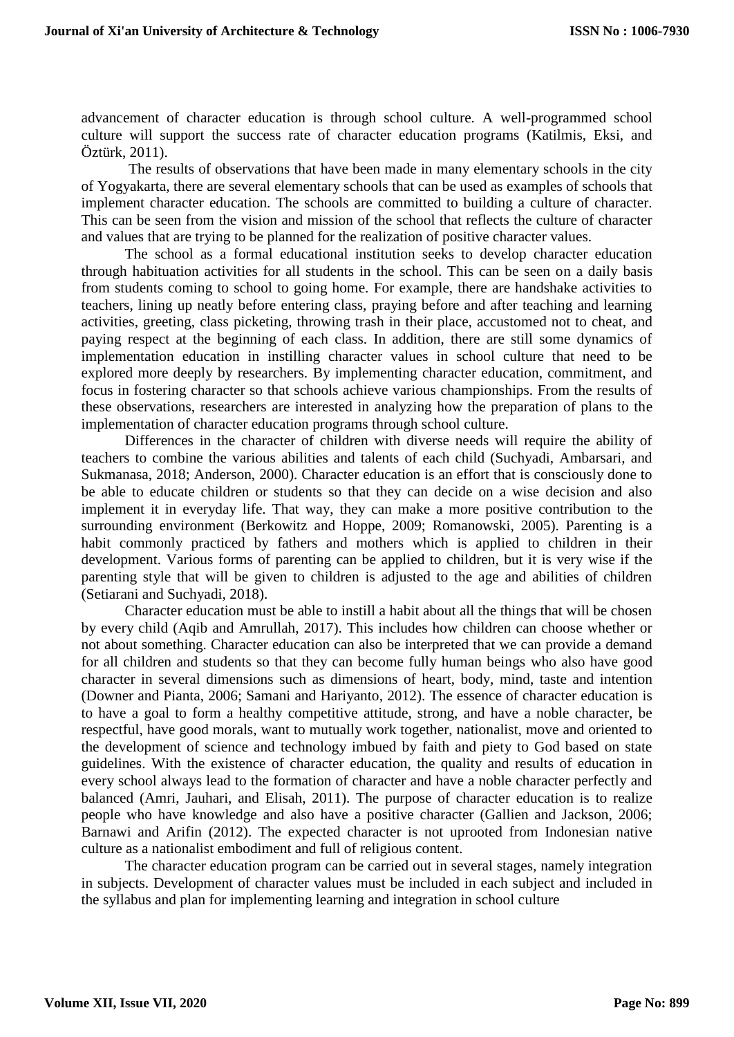advancement of character education is through school culture. A well-programmed school culture will support the success rate of character education programs (Katilmis, Eksi, and Öztürk, 2011).

The results of observations that have been made in many elementary schools in the city of Yogyakarta, there are several elementary schools that can be used as examples of schools that implement character education. The schools are committed to building a culture of character. This can be seen from the vision and mission of the school that reflects the culture of character and values that are trying to be planned for the realization of positive character values.

The school as a formal educational institution seeks to develop character education through habituation activities for all students in the school. This can be seen on a daily basis from students coming to school to going home. For example, there are handshake activities to teachers, lining up neatly before entering class, praying before and after teaching and learning activities, greeting, class picketing, throwing trash in their place, accustomed not to cheat, and paying respect at the beginning of each class. In addition, there are still some dynamics of implementation education in instilling character values in school culture that need to be explored more deeply by researchers. By implementing character education, commitment, and focus in fostering character so that schools achieve various championships. From the results of these observations, researchers are interested in analyzing how the preparation of plans to the implementation of character education programs through school culture.

Differences in the character of children with diverse needs will require the ability of teachers to combine the various abilities and talents of each child (Suchyadi, Ambarsari, and Sukmanasa, 2018; Anderson, 2000). Character education is an effort that is consciously done to be able to educate children or students so that they can decide on a wise decision and also implement it in everyday life. That way, they can make a more positive contribution to the surrounding environment (Berkowitz and Hoppe, 2009; Romanowski, 2005). Parenting is a habit commonly practiced by fathers and mothers which is applied to children in their development. Various forms of parenting can be applied to children, but it is very wise if the parenting style that will be given to children is adjusted to the age and abilities of children (Setiarani and Suchyadi, 2018).

Character education must be able to instill a habit about all the things that will be chosen by every child (Aqib and Amrullah, 2017). This includes how children can choose whether or not about something. Character education can also be interpreted that we can provide a demand for all children and students so that they can become fully human beings who also have good character in several dimensions such as dimensions of heart, body, mind, taste and intention (Downer and Pianta, 2006; Samani and Hariyanto, 2012). The essence of character education is to have a goal to form a healthy competitive attitude, strong, and have a noble character, be respectful, have good morals, want to mutually work together, nationalist, move and oriented to the development of science and technology imbued by faith and piety to God based on state guidelines. With the existence of character education, the quality and results of education in every school always lead to the formation of character and have a noble character perfectly and balanced (Amri, Jauhari, and Elisah, 2011). The purpose of character education is to realize people who have knowledge and also have a positive character (Gallien and Jackson, 2006; Barnawi and Arifin (2012). The expected character is not uprooted from Indonesian native culture as a nationalist embodiment and full of religious content.

The character education program can be carried out in several stages, namely integration in subjects. Development of character values must be included in each subject and included in the syllabus and plan for implementing learning and integration in school culture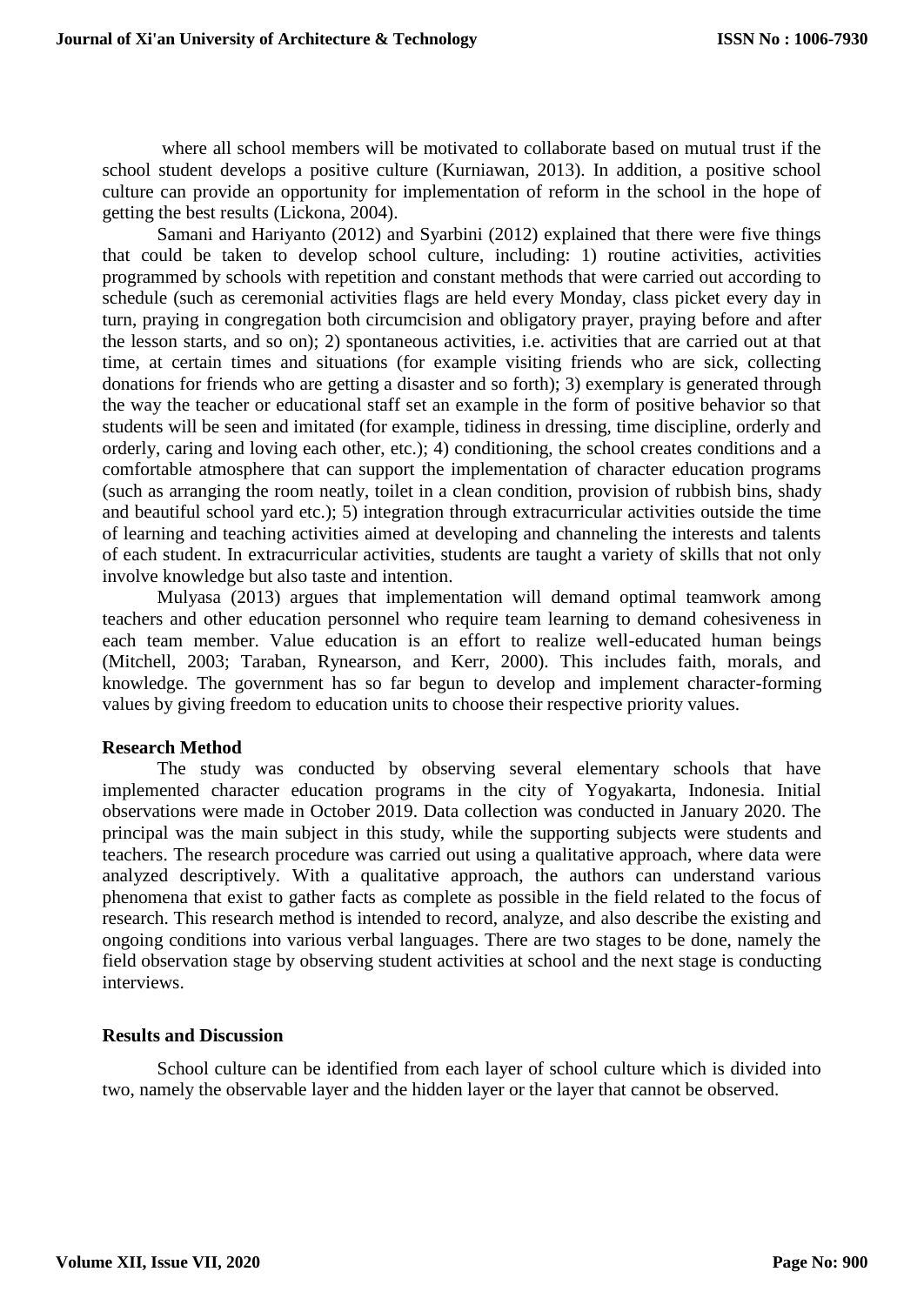where all school members will be motivated to collaborate based on mutual trust if the school student develops a positive culture (Kurniawan, 2013). In addition, a positive school culture can provide an opportunity for implementation of reform in the school in the hope of getting the best results (Lickona, 2004).

Samani and Hariyanto (2012) and Syarbini (2012) explained that there were five things that could be taken to develop school culture, including: 1) routine activities, activities programmed by schools with repetition and constant methods that were carried out according to schedule (such as ceremonial activities flags are held every Monday, class picket every day in turn, praying in congregation both circumcision and obligatory prayer, praying before and after the lesson starts, and so on); 2) spontaneous activities, i.e. activities that are carried out at that time, at certain times and situations (for example visiting friends who are sick, collecting donations for friends who are getting a disaster and so forth); 3) exemplary is generated through the way the teacher or educational staff set an example in the form of positive behavior so that students will be seen and imitated (for example, tidiness in dressing, time discipline, orderly and orderly, caring and loving each other, etc.); 4) conditioning, the school creates conditions and a comfortable atmosphere that can support the implementation of character education programs (such as arranging the room neatly, toilet in a clean condition, provision of rubbish bins, shady and beautiful school yard etc.); 5) integration through extracurricular activities outside the time of learning and teaching activities aimed at developing and channeling the interests and talents of each student. In extracurricular activities, students are taught a variety of skills that not only involve knowledge but also taste and intention.

Mulyasa (2013) argues that implementation will demand optimal teamwork among teachers and other education personnel who require team learning to demand cohesiveness in each team member. Value education is an effort to realize well-educated human beings (Mitchell, 2003; Taraban, Rynearson, and Kerr, 2000). This includes faith, morals, and knowledge. The government has so far begun to develop and implement character-forming values by giving freedom to education units to choose their respective priority values.

## Research Method

The study was conducted by observing several elementary schools that have implemented character education programs in the city of Yogyakarta, Indonesia. Initial observations were made in October 2019. Data collection was conducted in January 2020. The principal was the main subject in this study, while the supporting subjects were students and teachers. The research procedure was carried out using a qualitative approach, where data were analyzed descriptively. With a qualitative approach, the authors can understand various phenomena that exist to gather facts as complete as possible in the field related to the focus of research. This research method is intended to record, analyze, and also describe the existing and ongoing conditions into various verbal languages. There are two stages to be done, namely the field observation stage by observing student activities at school and the next stage is conducting interviews.

## Results and Discussion

School culture can be identified from each layer of school culture which is divided into two, namely the observable layer and the hidden layer or the layer that cannot be observed.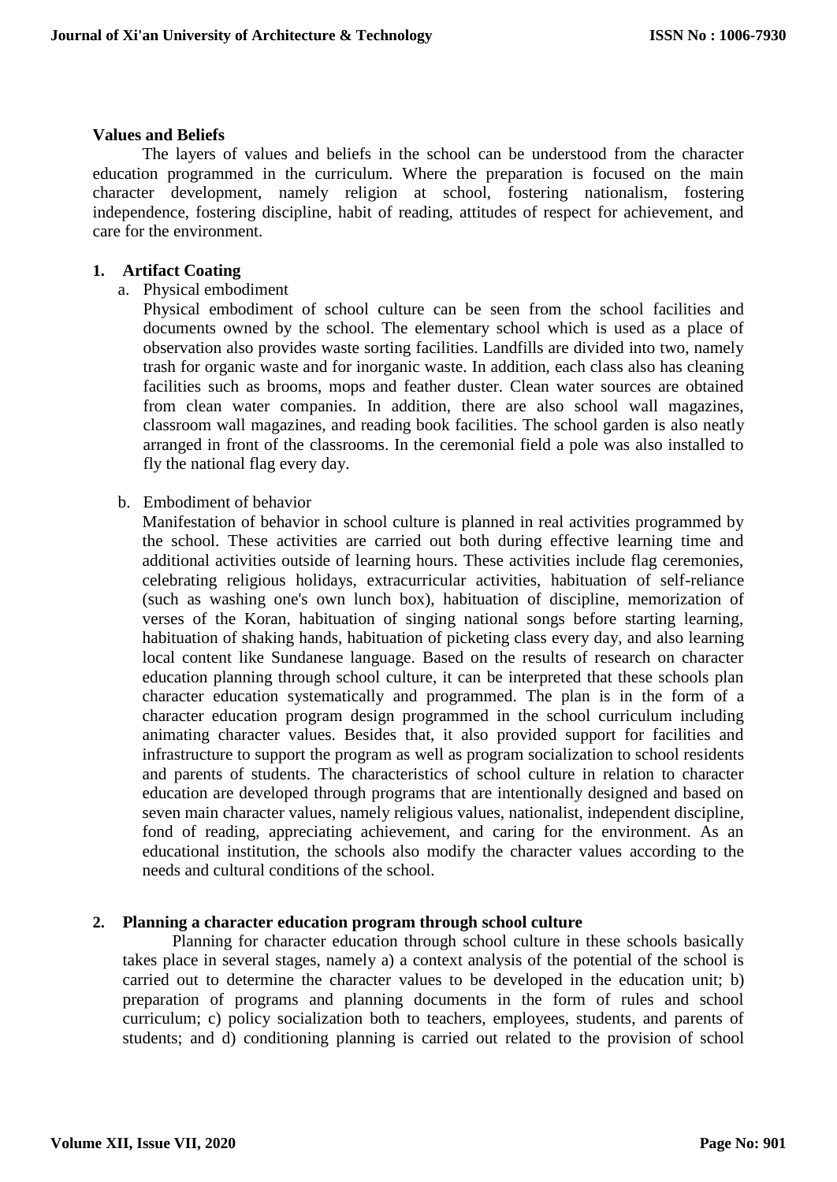**Values and Beliefs**

The layers of values and beliefs in the school can be understood from the character education programmed in the curriculum. Where the preparation is focused on the main character development, namely religion at school, fostering nationalism, fostering independence, fostering discipline, habit of reading, attitudes of respect for achievement, and care for the environment.

**1. Artifact Coating**

a. Physical embodiment

Physical embodiment of school culture can be seen from the school facilities and documents owned by the school. The elementary school which is used as a place of observation also provides waste sorting facilities. Landfills are divided into two, namely trash for organic waste and for inorganic waste. In addition, each class also has cleaning facilities such as brooms, mops and feather duster. Clean water sources are obtained from clean water companies. In addition, there are also school wall magazines, classroom wall magazines, and reading book facilities. The school garden is also neatly arranged in front of the classrooms. In the ceremonial field a pole was also installed to fly the national flag every day.

b. Embodiment of behavior

Manifestation of behavior in school culture is planned in real activities programmed by the school. These activities are carried out both during effective learning time and additional activities outside of learning hours. These activities include flag ceremonies, celebrating religious holidays, extracurricular activities, habituation of self-reliance (such as washing one's own lunch box), habituation of discipline, memorization of verses of the Koran, habituation of singing national songs before starting learning, habituation of shaking hands, habituation of picketing class every day, and also learning local content like Sundanese language. Based on the results of research on character education planning through school culture, it can be interpreted that these schools plan character education systematically and programmed. The plan is in the form of a character education program design programmed in the school curriculum including animating character values. Besides that, it also provided support for facilities and infrastructure to support the program as well as program socialization to school residents and parents of students. The characteristics of school culture in relation to character education are developed through programs that are intentionally designed and based on seven main character values, namely religious values, nationalist, independent discipline, fond of reading, appreciating achievement, and caring for the environment. As an educational institution, the schools also modify the character values according to the needs and cultural conditions of the school.

**2. Planning a character education program through school culture**

Planning for character education through school culture in these schools basically takes place in several stages, namely a) a context analysis of the potential of the school is carried out to determine the character values to be developed in the education unit; b) preparation of programs and planning documents in the form of rules and school curriculum; c) policy socialization both to teachers, employees, students, and parents of students; and d) conditioning planning is carried out related to the provision of school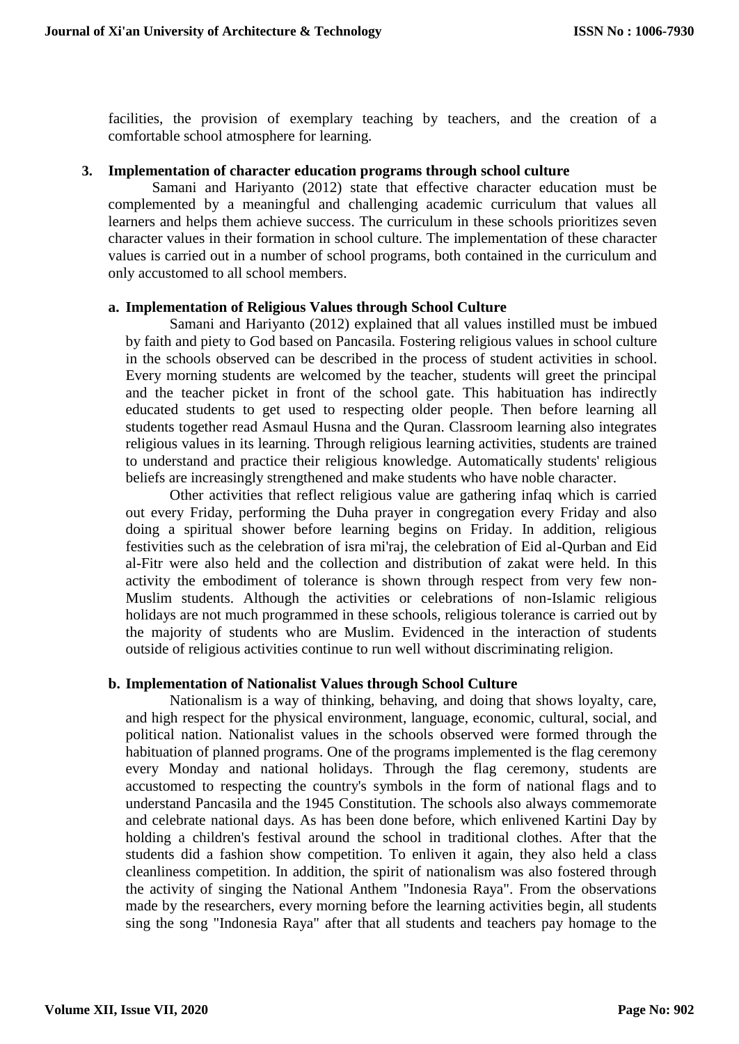facilities, the provision of exemplary teaching by teachers, and the creation of a comfortable school atmosphere for learning.

## 3. Implementation of character education programs through school culture

Samani and Hariyanto (2012) state that effective character education must be complemented by a meaningful and challenging academic curriculum that values all learners and helps them achieve success. The curriculum in these schools prioritizes seven character values in their formation in school culture. The implementation of these character values is carried out in a number of school programs, both contained in the curriculum and only accustomed to all school members.

### a. Implementation of Religious Values through School Culture

Samani and Hariyanto (2012) explained that all values instilled must be imbued by faith and piety to God based on Pancasila. Fostering religious values in school culture in the schools observed can be described in the process of student activities in school. Every morning students are welcomed by the teacher, students will greet the principal and the teacher picket in front of the school gate. This habituation has indirectly educated students to get used to respecting older people. Then before learning all students together read Asmaul Husna and the Quran. Classroom learning also integrates religious values in its learning. Through religious learning activities, students are trained to understand and practice their religious knowledge. Automatically students' religious beliefs are increasingly strengthened and make students who have noble character.

Other activities that reflect religious value are gathering infaq which is carried out every Friday, performing the Duha prayer in congregation every Friday and also doing a spiritual shower before learning begins on Friday. In addition, religious festivities such as the celebration of isra mi'raj, the celebration of Eid al-Qurban and Eid al-Fitr were also held and the collection and distribution of zakat were held. In this activity the embodiment of tolerance is shown through respect from very few non-Muslim students. Although the activities or celebrations of non-Islamic religious holidays are not much programmed in these schools, religious tolerance is carried out by the majority of students who are Muslim. Evidenced in the interaction of students outside of religious activities continue to run well without discriminating religion.

### b. Implementation of Nationalist Values through School Culture

Nationalism is a way of thinking, behaving, and doing that shows loyalty, care, and high respect for the physical environment, language, economic, cultural, social, and political nation. Nationalist values in the schools observed were formed through the habituation of planned programs. One of the programs implemented is the flag ceremony every Monday and national holidays. Through the flag ceremony, students are accustomed to respecting the country's symbols in the form of national flags and to understand Pancasila and the 1945 Constitution. The schools also always commemorate and celebrate national days. As has been done before, which enlivened Kartini Day by holding a children's festival around the school in traditional clothes. After that the students did a fashion show competition. To enliven it again, they also held a class cleanliness competition. In addition, the spirit of nationalism was also fostered through the activity of singing the National Anthem "Indonesia Raya". From the observations made by the researchers, every morning before the learning activities begin, all students sing the song "Indonesia Raya" after that all students and teachers pay homage to the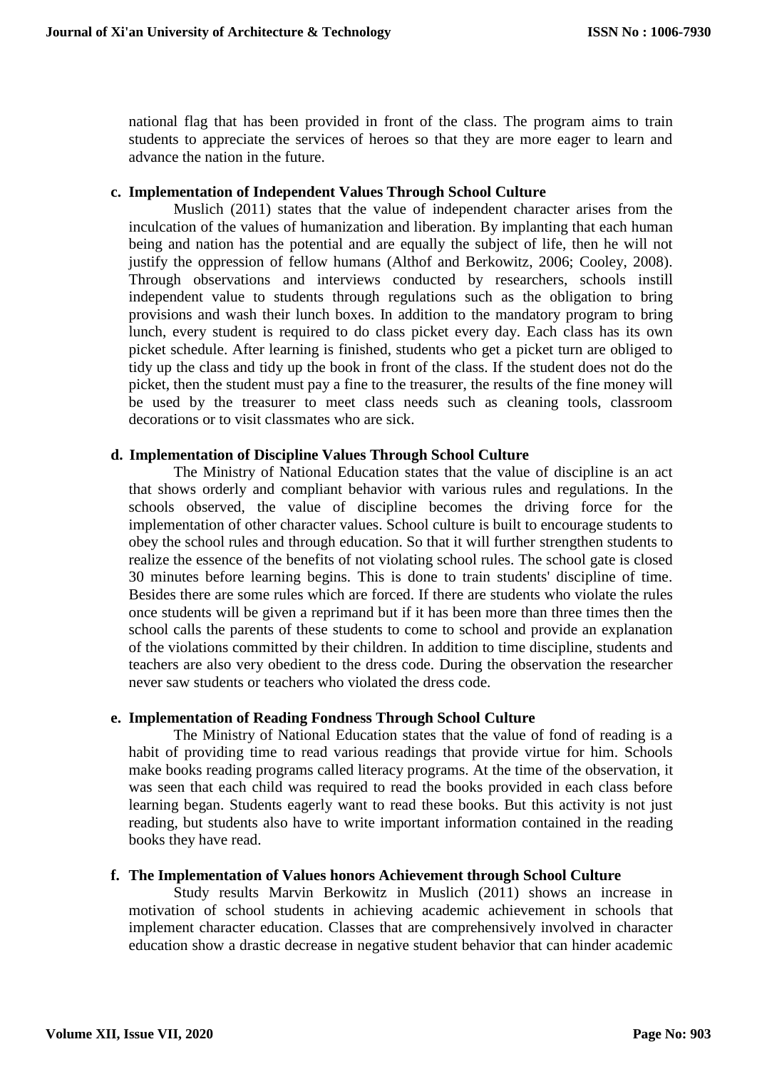national flag that has been provided in front of the class. The program aims to train students to appreciate the services of heroes so that they are more eager to learn and advance the nation in the future.

**c. Implementation of Independent Values Through School Culture**

Muslich (2011) states that the value of independent character arises from the inculcation of the values of humanization and liberation. By implanting that each human being and nation has the potential and are equally the subject of life, then he will not justify the oppression of fellow humans (Althof and Berkowitz, 2006; Cooley, 2008). Through observations and interviews conducted by researchers, schools instill independent value to students through regulations such as the obligation to bring provisions and wash their lunch boxes. In addition to the mandatory program to bring lunch, every student is required to do class picket every day. Each class has its own picket schedule. After learning is finished, students who get a picket turn are obliged to tidy up the class and tidy up the book in front of the class. If the student does not do the picket, then the student must pay a fine to the treasurer, the results of the fine money will be used by the treasurer to meet class needs such as cleaning tools, classroom decorations or to visit classmates who are sick.

**d. Implementation of Discipline Values Through School Culture**

The Ministry of National Education states that the value of discipline is an act that shows orderly and compliant behavior with various rules and regulations. In the schools observed, the value of discipline becomes the driving force for the implementation of other character values. School culture is built to encourage students to obey the school rules and through education. So that it will further strengthen students to realize the essence of the benefits of not violating school rules. The school gate is closed 30 minutes before learning begins. This is done to train students' discipline of time. Besides there are some rules which are forced. If there are students who violate the rules once students will be given a reprimand but if it has been more than three times then the school calls the parents of these students to come to school and provide an explanation of the violations committed by their children. In addition to time discipline, students and teachers are also very obedient to the dress code. During the observation the researcher never saw students or teachers who violated the dress code.

**e. Implementation of Reading Fondness Through School Culture**

The Ministry of National Education states that the value of fond of reading is a habit of providing time to read various readings that provide virtue for him. Schools make books reading programs called literacy programs. At the time of the observation, it was seen that each child was required to read the books provided in each class before learning began. Students eagerly want to read these books. But this activity is not just reading, but students also have to write important information contained in the reading books they have read.

**f. The Implementation of Values honors Achievement through School Culture**

Study results Marvin Berkowitz in Muslich (2011) shows an increase in motivation of school students in achieving academic achievement in schools that implement character education. Classes that are comprehensively involved in character education show a drastic decrease in negative student behavior that can hinder academic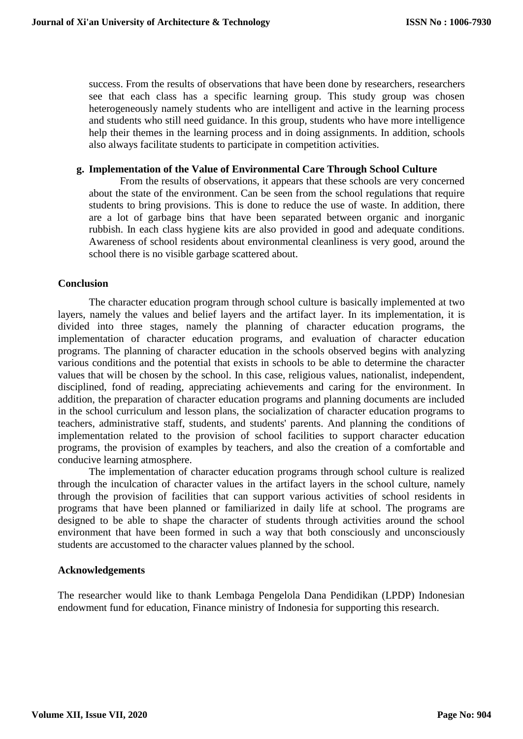success. From the results of observations that have been done by researchers, researchers see that each class has a specific learning group. This study group was chosen heterogeneously namely students who are intelligent and active in the learning process and students who still need guidance. In this group, students who have more intelligence help their themes in the learning process and in doing assignments. In addition, schools also always facilitate students to participate in competition activities.

**g. Implementation of the Value of Environmental Care Through School Culture**

From the results of observations, it appears that these schools are very concerned about the state of the environment. Can be seen from the school regulations that require students to bring provisions. This is done to reduce the use of waste. In addition, there are a lot of garbage bins that have been separated between organic and inorganic rubbish. In each class hygiene kits are also provided in good and adequate conditions. Awareness of school residents about environmental cleanliness is very good, around the school there is no visible garbage scattered about.

## Conclusion

The character education program through school culture is basically implemented at two layers, namely the values and belief layers and the artifact layer. In its implementation, it is divided into three stages, namely the planning of character education programs, the implementation of character education programs, and evaluation of character education programs. The planning of character education in the schools observed begins with analyzing various conditions and the potential that exists in schools to be able to determine the character values that will be chosen by the school. In this case, religious values, nationalist, independent, disciplined, fond of reading, appreciating achievements and caring for the environment. In addition, the preparation of character education programs and planning documents are included in the school curriculum and lesson plans, the socialization of character education programs to teachers, administrative staff, students, and students' parents. And planning the conditions of implementation related to the provision of school facilities to support character education programs, the provision of examples by teachers, and also the creation of a comfortable and conducive learning atmosphere.

The implementation of character education programs through school culture is realized through the inculcation of character values in the artifact layers in the school culture, namely through the provision of facilities that can support various activities of school residents in programs that have been planned or familiarized in daily life at school. The programs are designed to be able to shape the character of students through activities around the school environment that have been formed in such a way that both consciously and unconsciously students are accustomed to the character values planned by the school.

## Acknowledgements

The researcher would like to thank Lembaga Pengelola Dana Pendidikan (LPDP) Indonesian endowment fund for education, Finance ministry of Indonesia for supporting this research.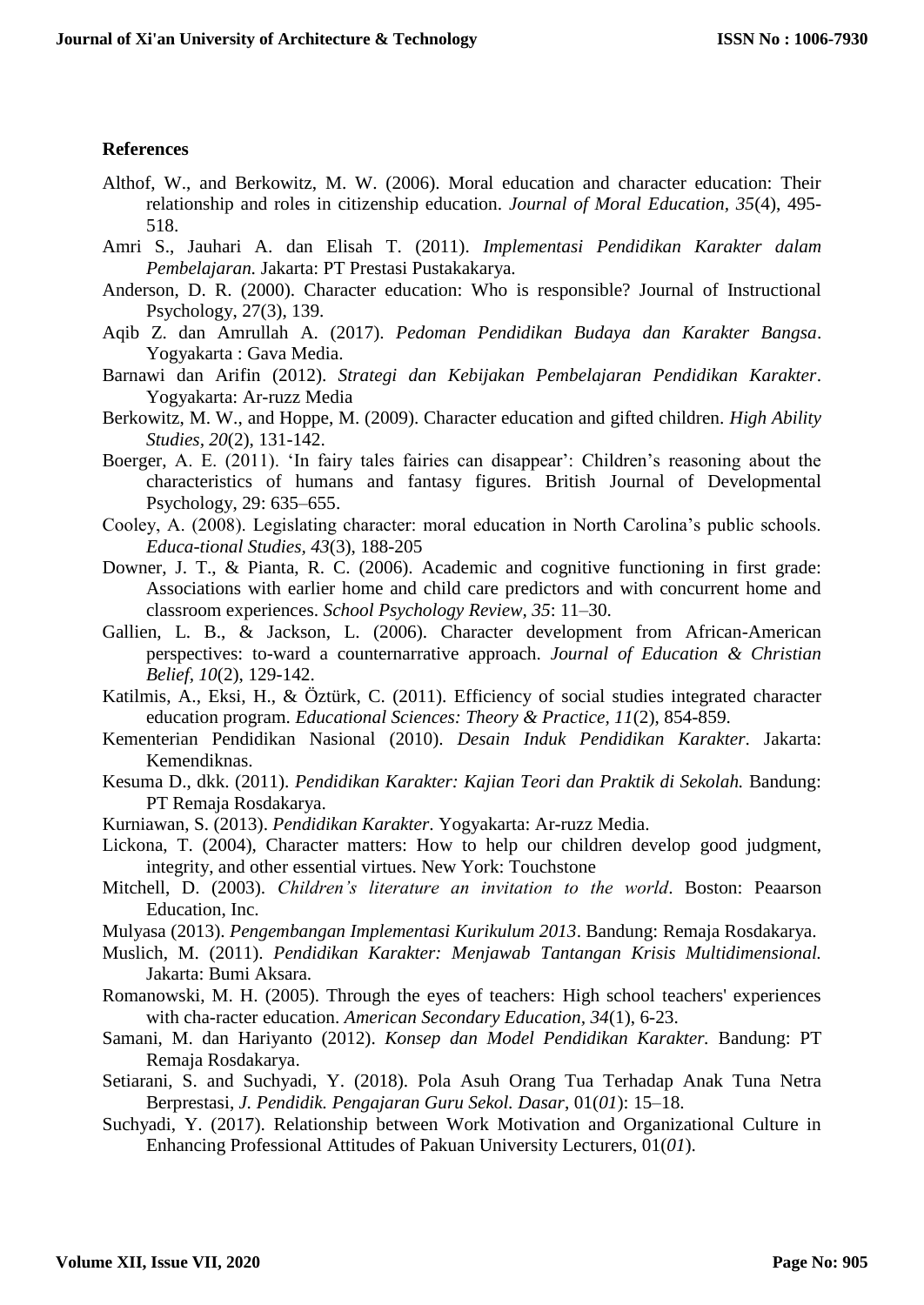**References**

Althof, W., and Berkowitz, M. W. (2006). Moral education and character education: Their relationship and roles in citizenship education. *Journal of Moral Education, 35*(4), 495-518.

Amri S., Jauhari A. dan Elisah T. (2011). *Implementasi Pendidikan Karakter dalam Pembelajaran.* Jakarta: PT Prestasi Pustakakarya.

Anderson, D. R. (2000). Character education: Who is responsible? Journal of Instructional Psychology, 27(3), 139.

Aqib Z. dan Amrullah A. (2017). *Pedoman Pendidikan Budaya dan Karakter Bangsa*. Yogyakarta : Gava Media.

Barnawi dan Arifin (2012). *Strategi dan Kebijakan Pembelajaran Pendidikan Karakter*. Yogyakarta: Ar-ruzz Media

Berkowitz, M. W., and Hoppe, M. (2009). Character education and gifted children. *High Ability Studies, 20*(2), 131-142.

Boerger, A. E. (2011). 'In fairy tales fairies can disappear': Children's reasoning about the characteristics of humans and fantasy figures. British Journal of Developmental Psychology, 29: 635–655.

Cooley, A. (2008). Legislating character: moral education in North Carolina's public schools. *Educa-tional Studies, 43*(3), 188-205

Downer, J. T., & Pianta, R. C. (2006). Academic and cognitive functioning in first grade: Associations with earlier home and child care predictors and with concurrent home and classroom experiences. *School Psychology Review, 35*: 11–30.

Gallien, L. B., & Jackson, L. (2006). Character development from African-American perspectives: to-ward a counternarrative approach. *Journal of Education & Christian Belief, 10*(2), 129-142.

Katilmis, A., Eksi, H., & Öztürk, C. (2011). Efficiency of social studies integrated character education program. *Educational Sciences: Theory & Practice, 11*(2), 854-859.

Kementerian Pendidikan Nasional (2010). *Desain Induk Pendidikan Karakter*. Jakarta: Kemendiknas.

Kesuma D., dkk. (2011). *Pendidikan Karakter: Kajian Teori dan Praktik di Sekolah.* Bandung: PT Remaja Rosdakarya.

Kurniawan, S. (2013). *Pendidikan Karakter.* Yogyakarta: Ar-ruzz Media.

Lickona, T. (2004), Character matters: How to help our children develop good judgment, integrity, and other essential virtues. New York: Touchstone

Mitchell, D. (2003). *Children's literature an invitation to the world*. Boston: Peaarson Education, Inc.

Mulyasa (2013). *Pengembangan Implementasi Kurikulum 2013*. Bandung: Remaja Rosdakarya.

Muslich, M. (2011). *Pendidikan Karakter: Menjawab Tantangan Krisis Multidimensional.* Jakarta: Bumi Aksara.

Romanowski, M. H. (2005). Through the eyes of teachers: High school teachers' experiences with cha-racter education. *American Secondary Education, 34*(1), 6-23.

Samani, M. dan Hariyanto (2012). *Konsep dan Model Pendidikan Karakter.* Bandung: PT Remaja Rosdakarya.

Setiarani, S. and Suchyadi, Y. (2018). Pola Asuh Orang Tua Terhadap Anak Tuna Netra Berprestasi, *J. Pendidik. Pengajaran Guru Sekol. Dasar*, 01(*01*): 15–18.

Suchyadi, Y. (2017). Relationship between Work Motivation and Organizational Culture in Enhancing Professional Attitudes of Pakuan University Lecturers, 01(*01*).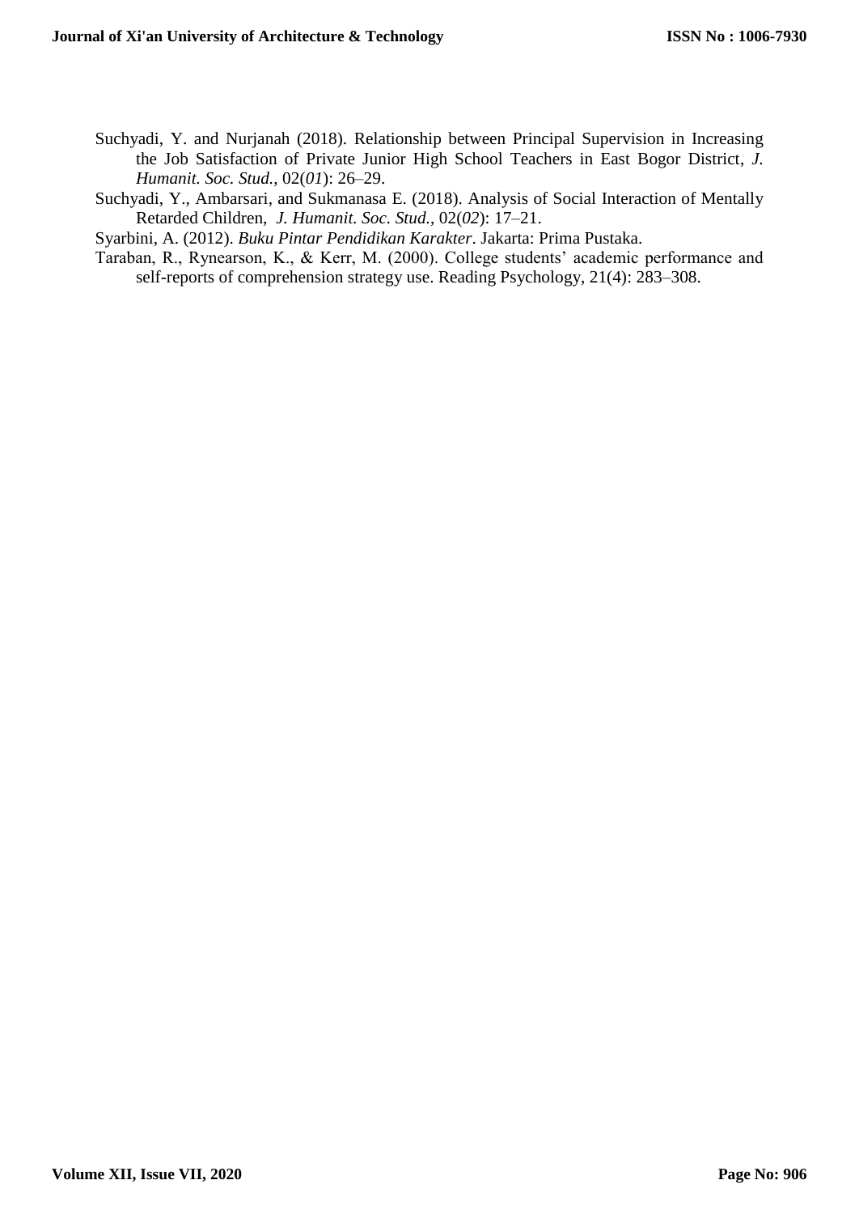Suchyadi, Y. and Nurjanah (2018). Relationship between Principal Supervision in Increasing the Job Satisfaction of Private Junior High School Teachers in East Bogor District, *J. Humanit. Soc. Stud.*, 02(*01*): 26–29.

Suchyadi, Y., Ambarsari, and Sukmanasa E. (2018). Analysis of Social Interaction of Mentally Retarded Children, *J. Humanit. Soc. Stud.*, 02(*02*): 17–21.

Syarbini, A. (2012). *Buku Pintar Pendidikan Karakter*. Jakarta: Prima Pustaka.

Taraban, R., Rynearson, K., & Kerr, M. (2000). College students' academic performance and self-reports of comprehension strategy use. Reading Psychology, 21(4): 283–308.